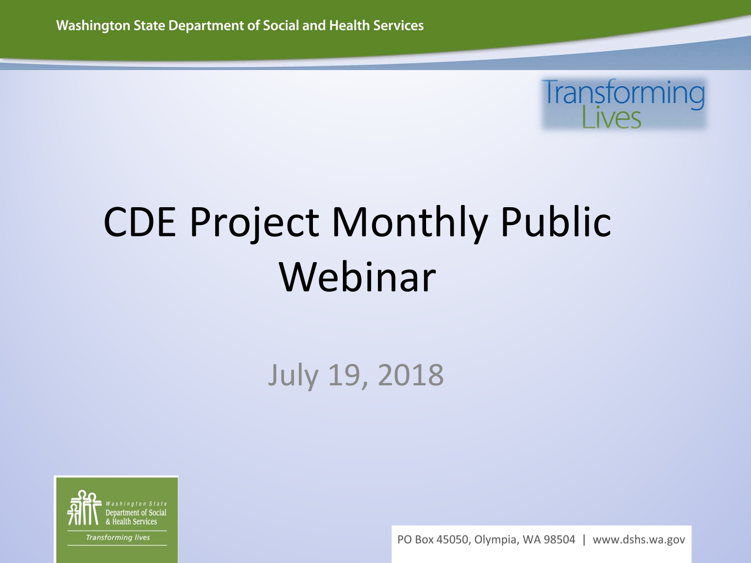Washington State Department of Social and Health Services

Transforming Lives

# CDE Project Monthly Public Webinar

July 19, 2018

Washington State Department of Social & Health Services

*Transforming lives*

PO Box 45050, Olympia, WA 98504 | www.dshs.wa.gov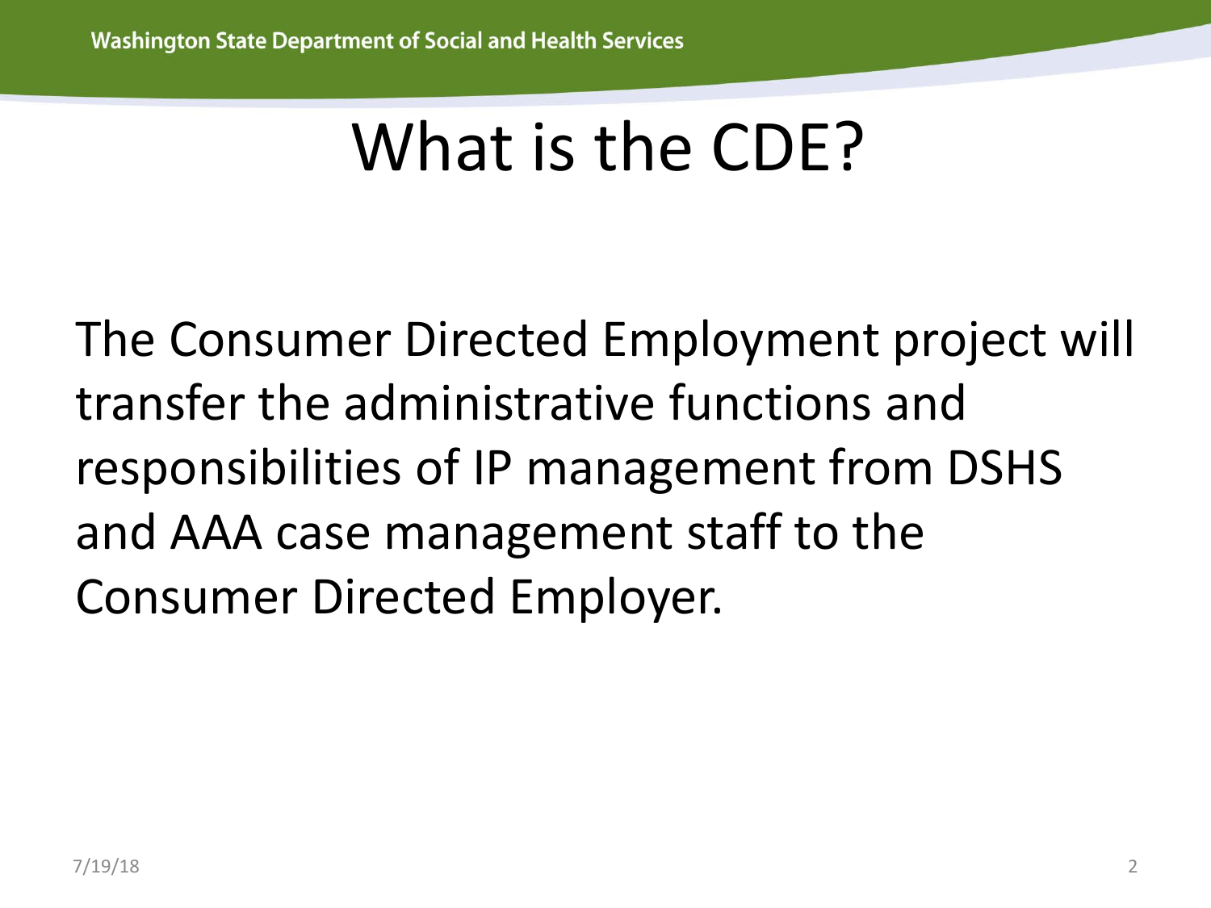# What is the CDE?

The Consumer Directed Employment project will transfer the administrative functions and responsibilities of IP management from DSHS and AAA case management staff to the Consumer Directed Employer.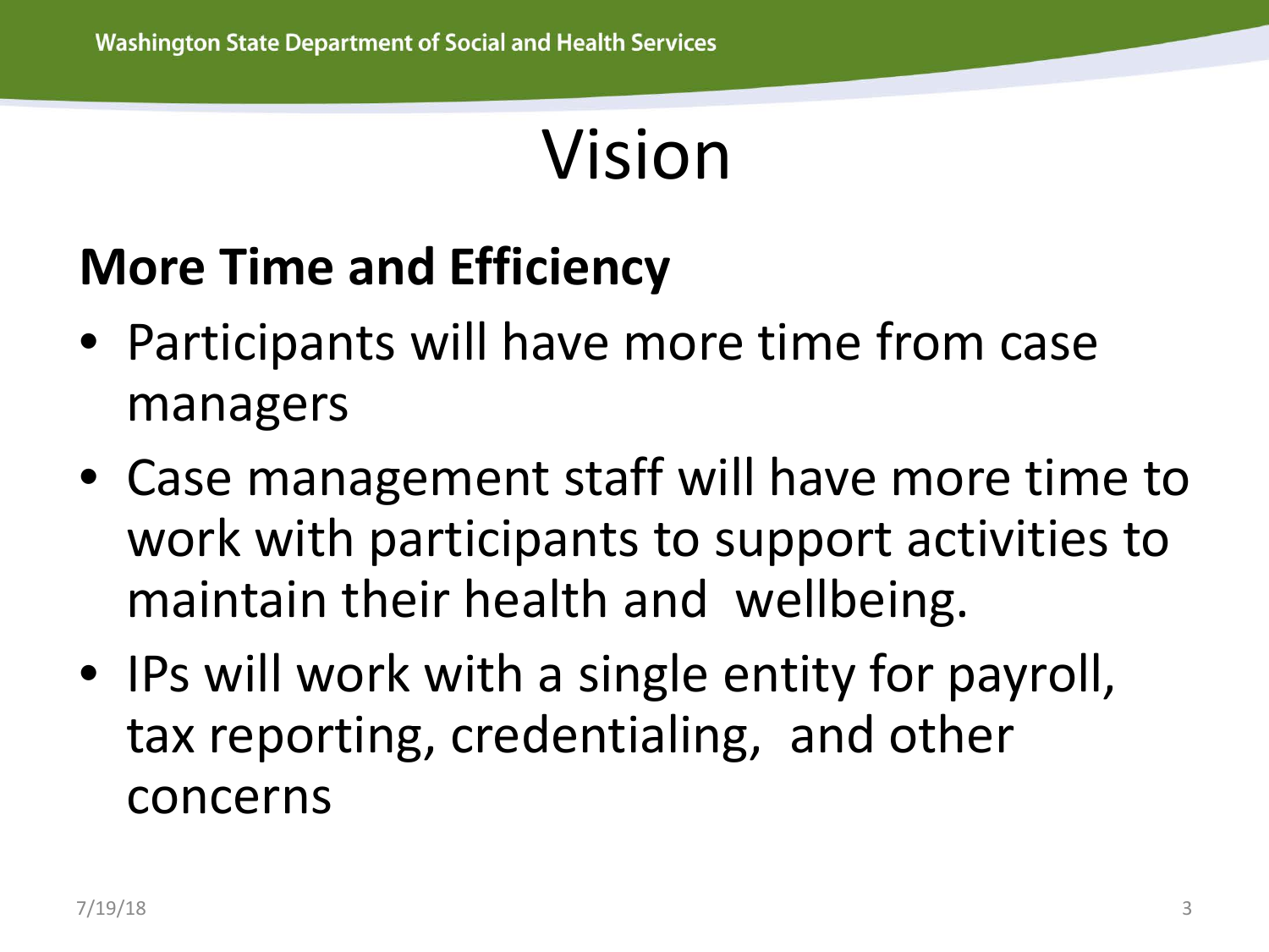# Vision

## More Time and Efficiency

- Participants will have more time from case managers
- Case management staff will have more time to work with participants to support activities to maintain their health and wellbeing.
- IPs will work with a single entity for payroll, tax reporting, credentialing, and other concerns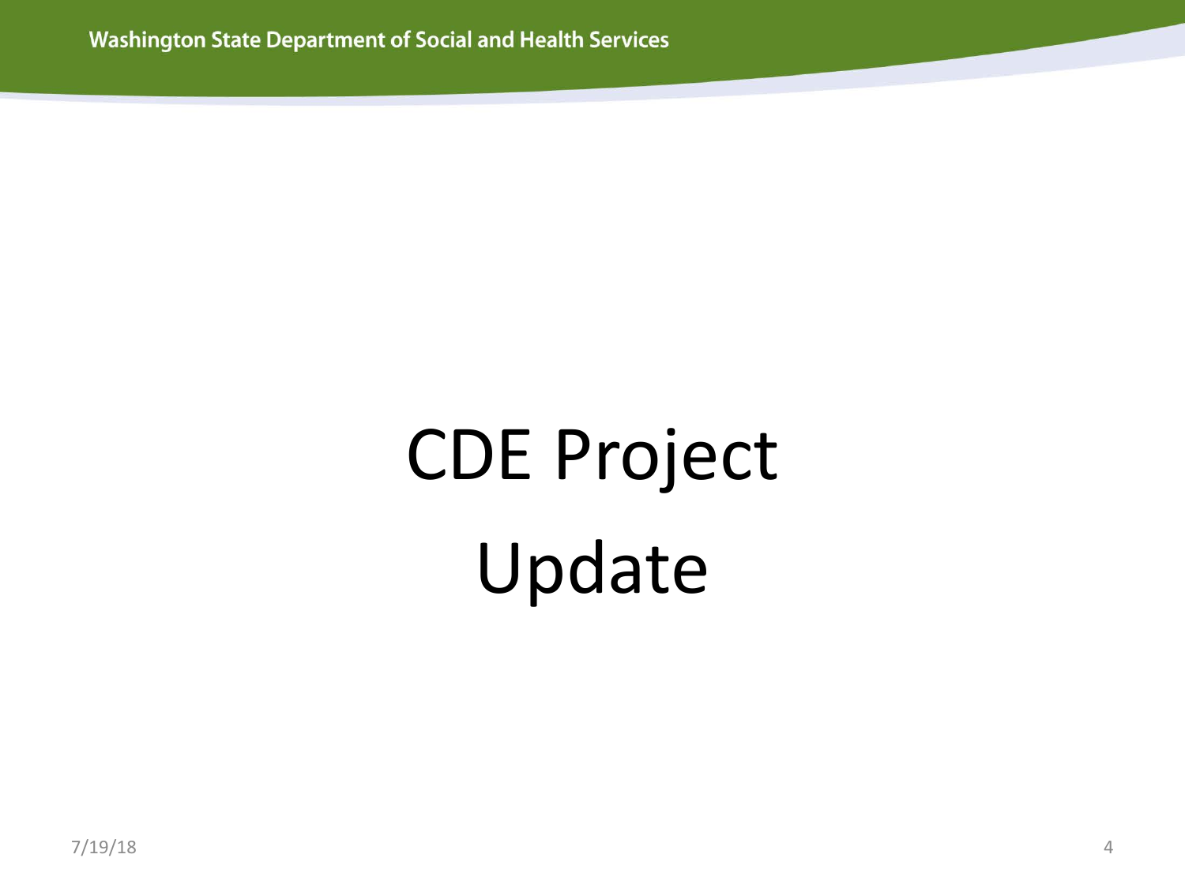# CDE Project Update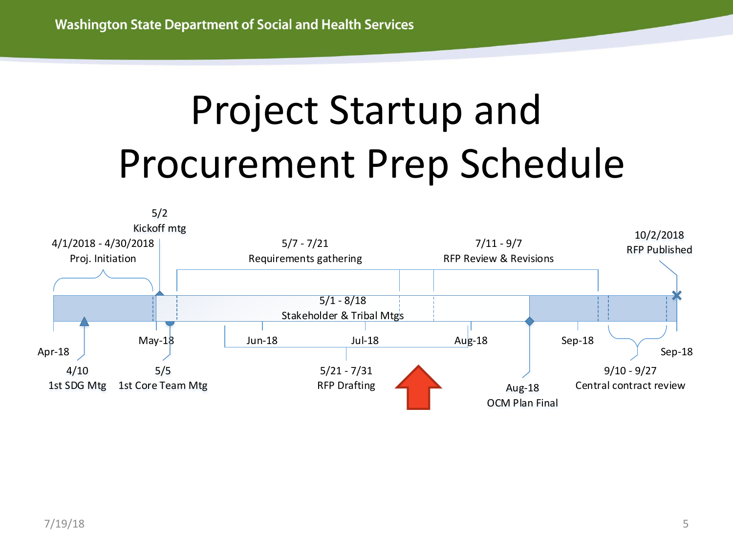# Project Startup and Procurement Prep Schedule

- 4/1/2018 - 4/30/2018 Proj. Initiation
- 5/2 Kickoff mtg
- 5/7 - 7/21 Requirements gathering
- 7/11 - 9/7 RFP Review & Revisions
- 10/2/2018 RFP Published
- 5/1 - 8/18 Stakeholder & Tribal Mtgs
- Apr-18
- May-18
- Jun-18
- Jul-18
- Aug-18
- Sep-18
- Sep-18
- 4/10 1st SDG Mtg
- 5/5 1st Core Team Mtg
- 5/21 - 7/31 RFP Drafting
- Aug-18 OCM Plan Final
- 9/10 - 9/27 Central contract review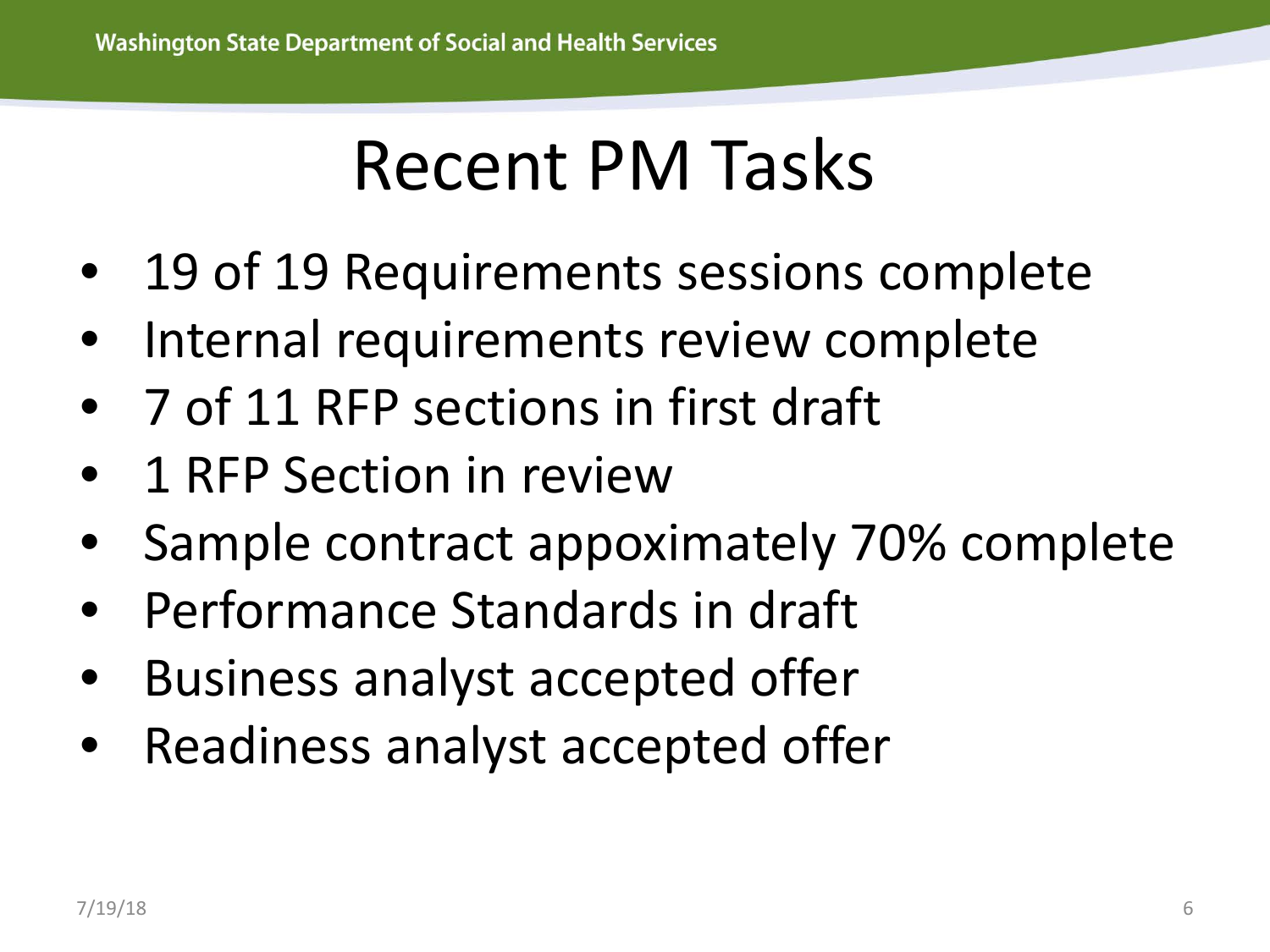# Recent PM Tasks

- 19 of 19 Requirements sessions complete
- Internal requirements review complete
- 7 of 11 RFP sections in first draft
- 1 RFP Section in review
- Sample contract appoximately 70% complete
- Performance Standards in draft
- Business analyst accepted offer
- Readiness analyst accepted offer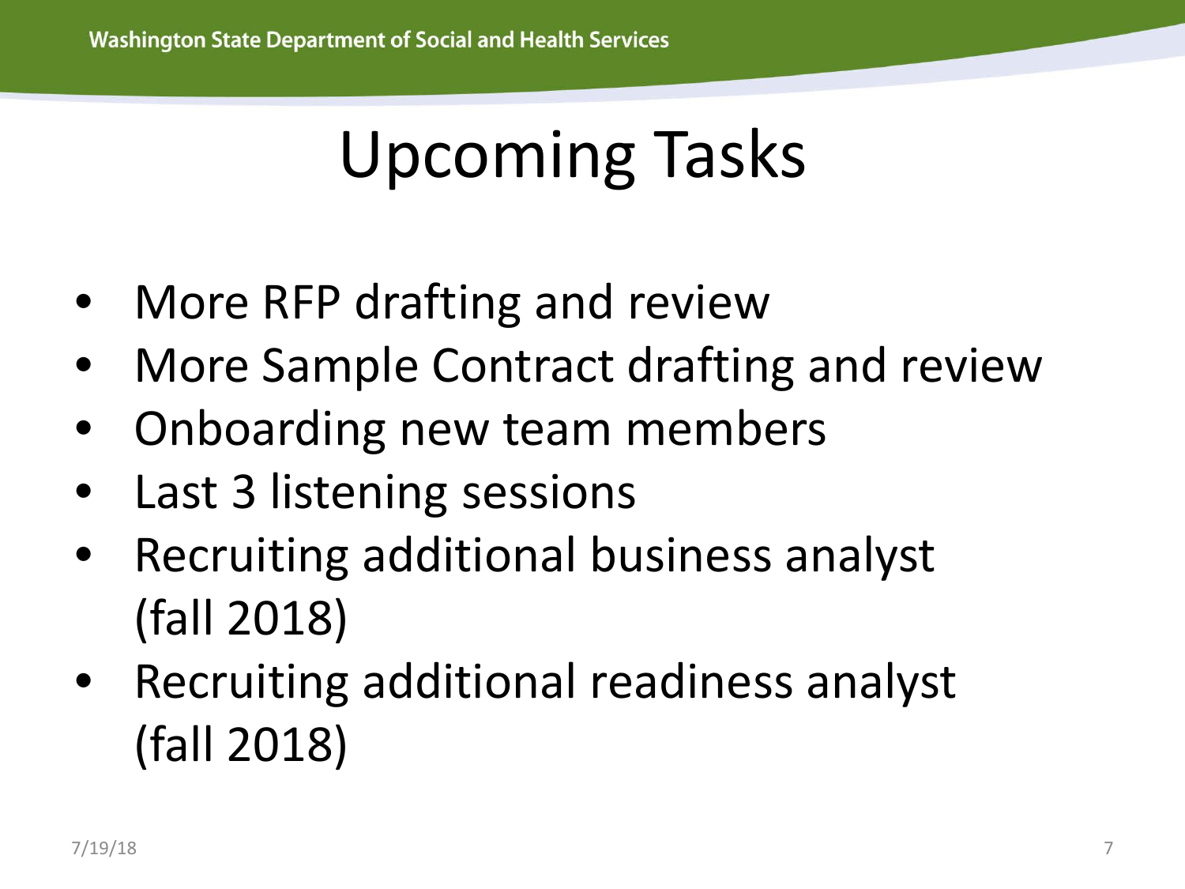# Upcoming Tasks

- More RFP drafting and review
- More Sample Contract drafting and review
- Onboarding new team members
- Last 3 listening sessions
- Recruiting additional business analyst (fall 2018)
- Recruiting additional readiness analyst (fall 2018)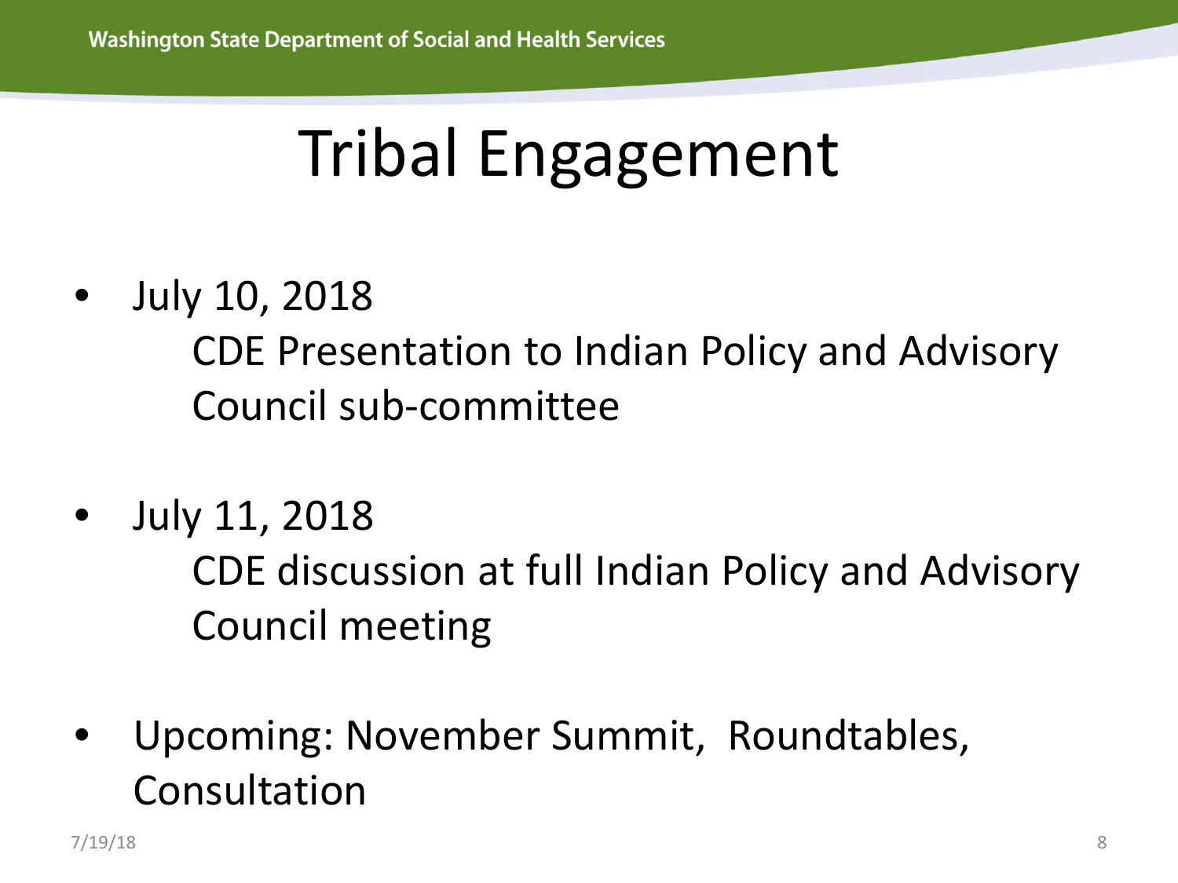# Tribal Engagement

- July 10, 2018
  CDE Presentation to Indian Policy and Advisory Council sub-committee

- July 11, 2018
  CDE discussion at full Indian Policy and Advisory Council meeting

- Upcoming: November Summit, Roundtables, Consultation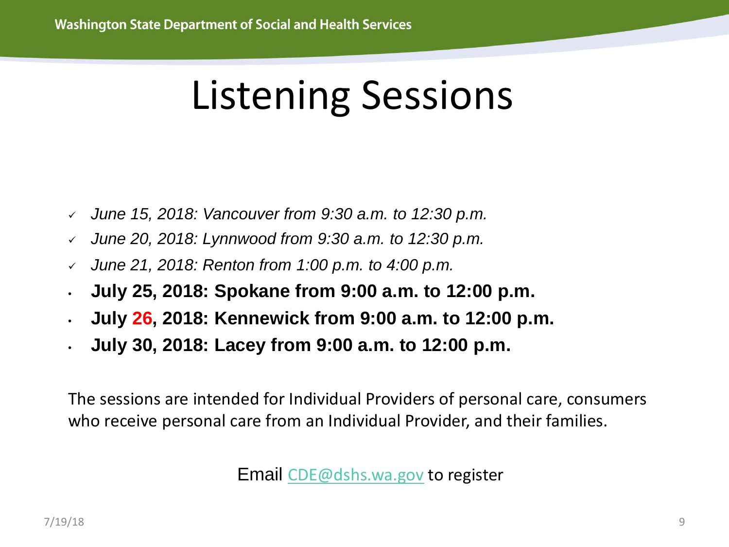# Listening Sessions

- ✓ *June 15, 2018: Vancouver from 9:30 a.m. to 12:30 p.m.*
- ✓ *June 20, 2018: Lynnwood from 9:30 a.m. to 12:30 p.m.*
- ✓ *June 21, 2018: Renton from 1:00 p.m. to 4:00 p.m.*
- **July 25, 2018: Spokane from 9:00 a.m. to 12:00 p.m.**
- **July 26, 2018: Kennewick from 9:00 a.m. to 12:00 p.m.**
- **July 30, 2018: Lacey from 9:00 a.m. to 12:00 p.m.**

The sessions are intended for Individual Providers of personal care, consumers who receive personal care from an Individual Provider, and their families.

Email CDE@dshs.wa.gov to register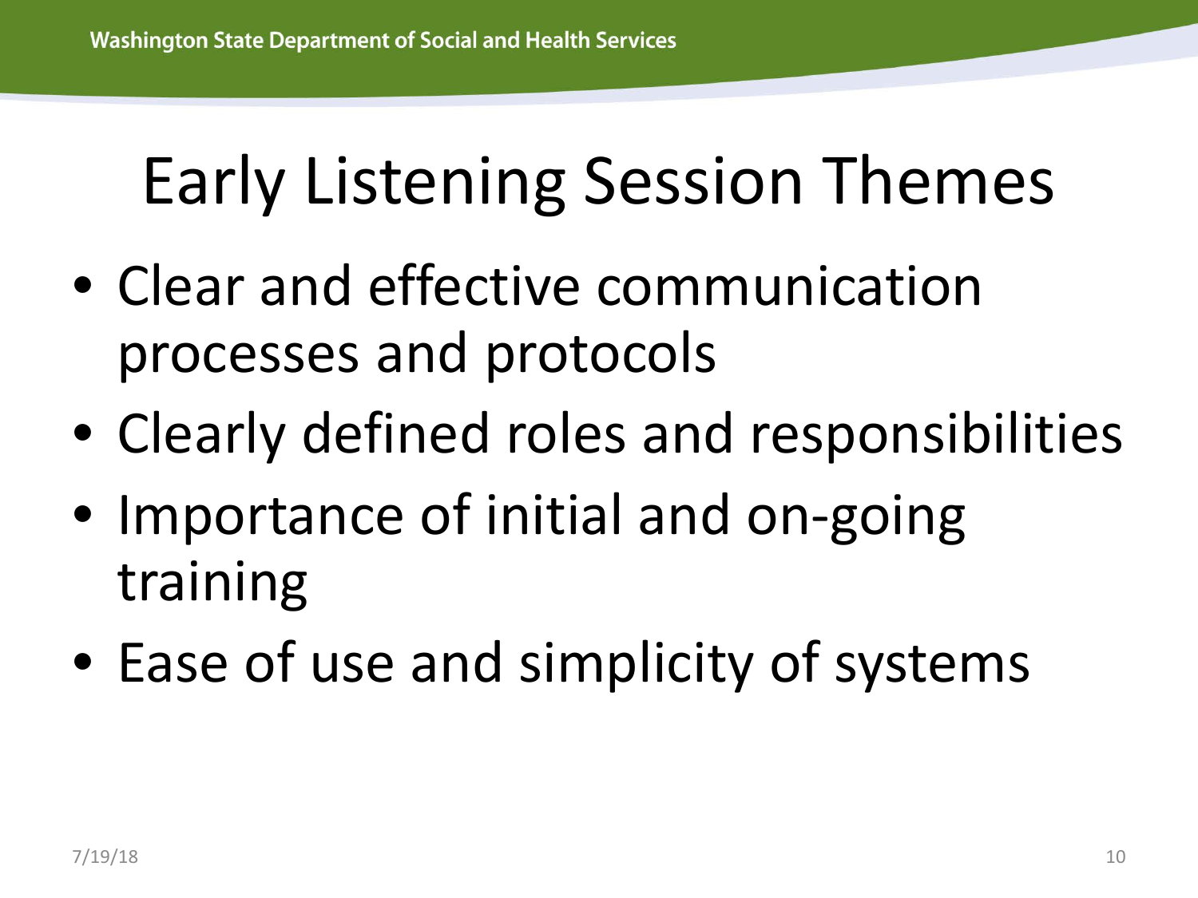# Early Listening Session Themes

- Clear and effective communication processes and protocols
- Clearly defined roles and responsibilities
- Importance of initial and on-going training
- Ease of use and simplicity of systems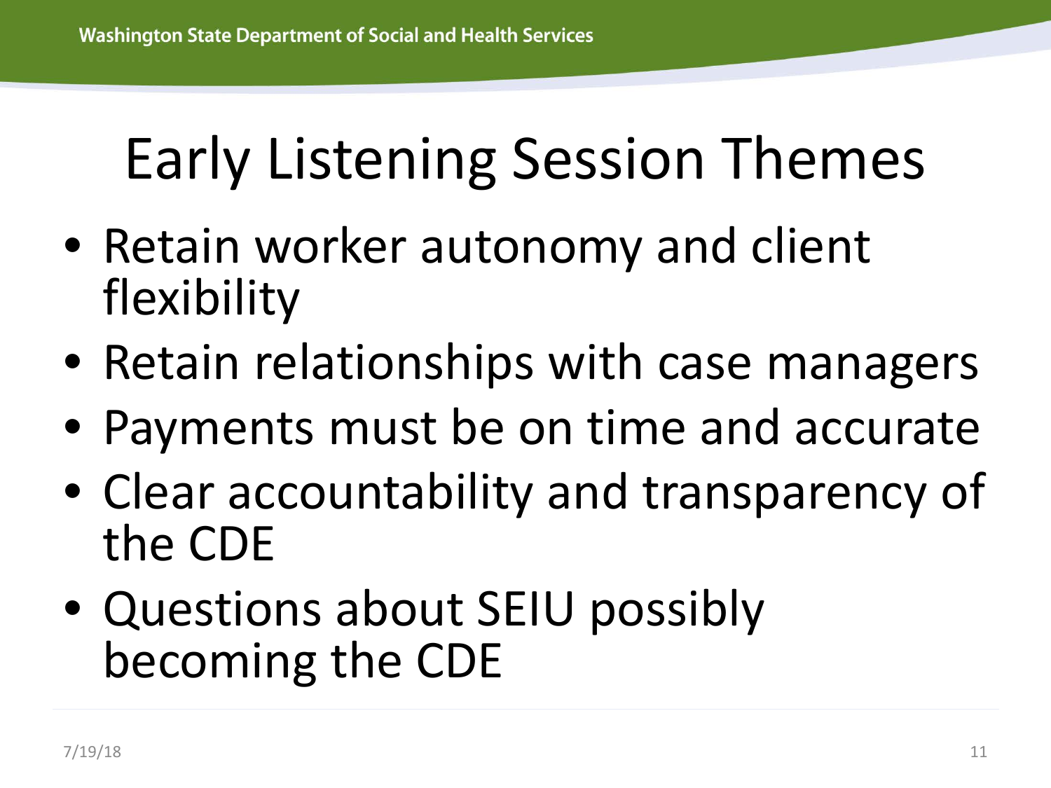# Early Listening Session Themes

- Retain worker autonomy and client flexibility
- Retain relationships with case managers
- Payments must be on time and accurate
- Clear accountability and transparency of the CDE
- Questions about SEIU possibly becoming the CDE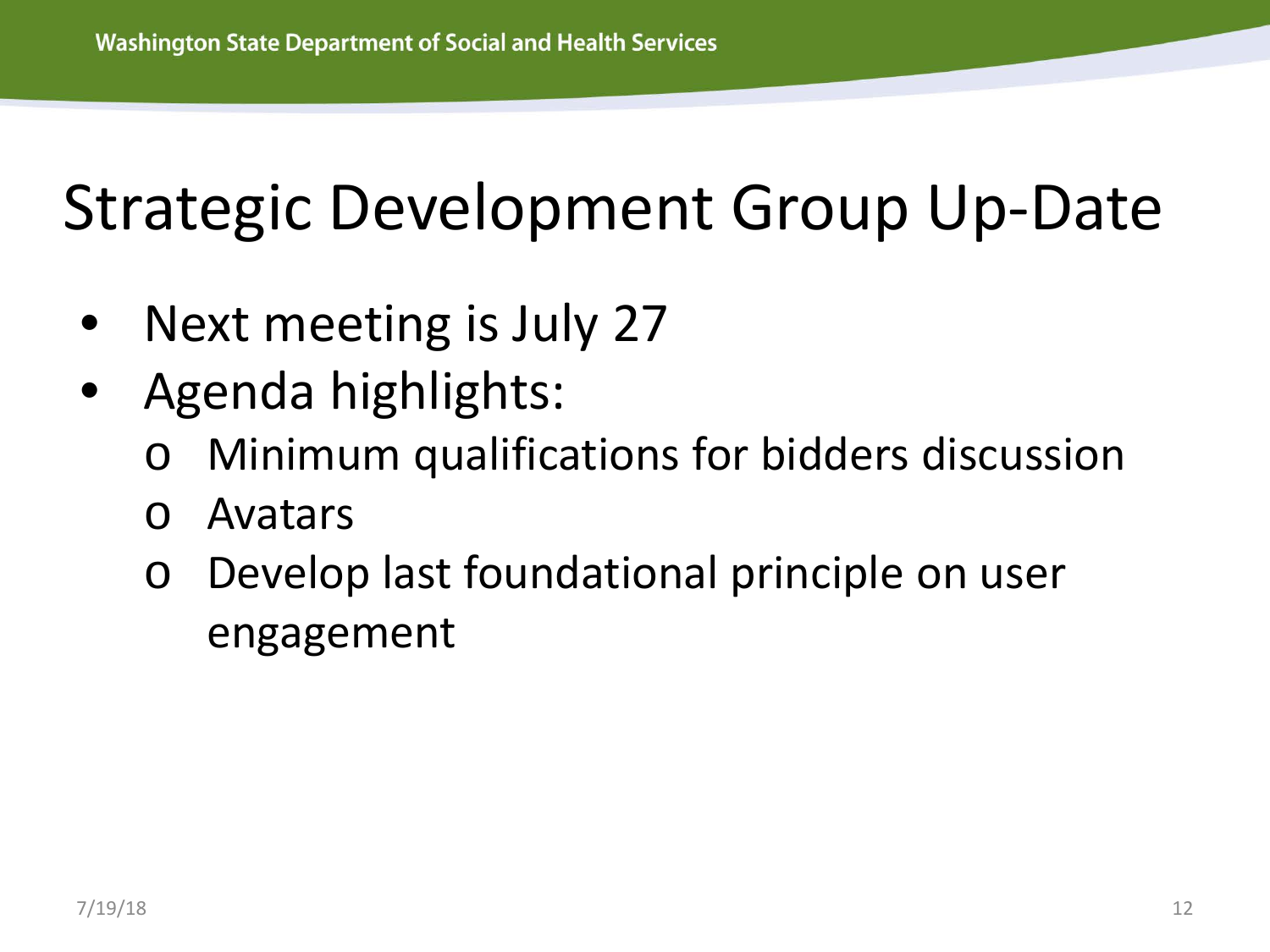# Strategic Development Group Up-Date

- Next meeting is July 27
- Agenda highlights:
  - Minimum qualifications for bidders discussion
  - Avatars
  - Develop last foundational principle on user engagement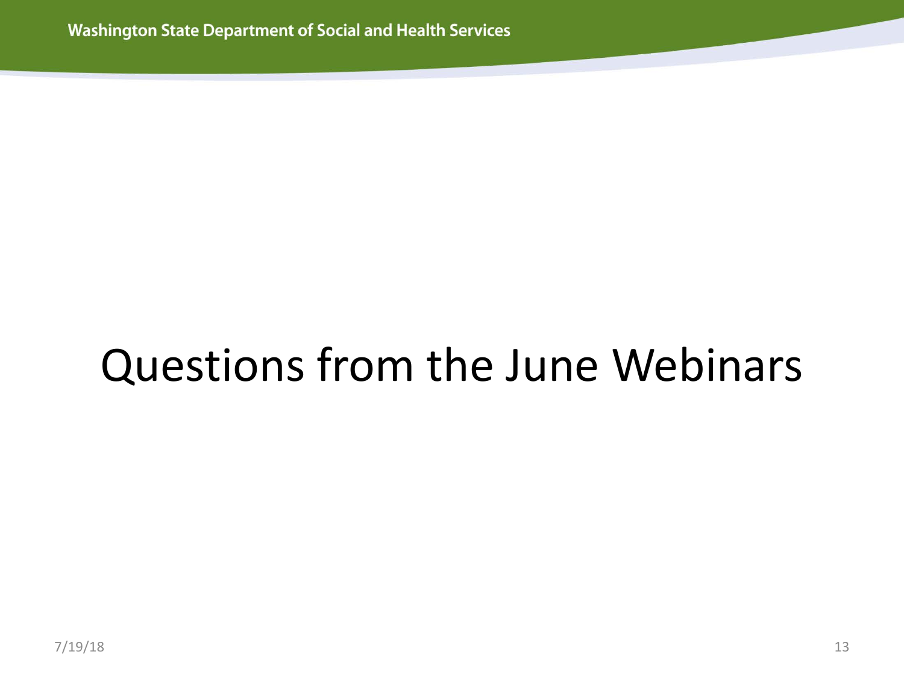# Questions from the June Webinars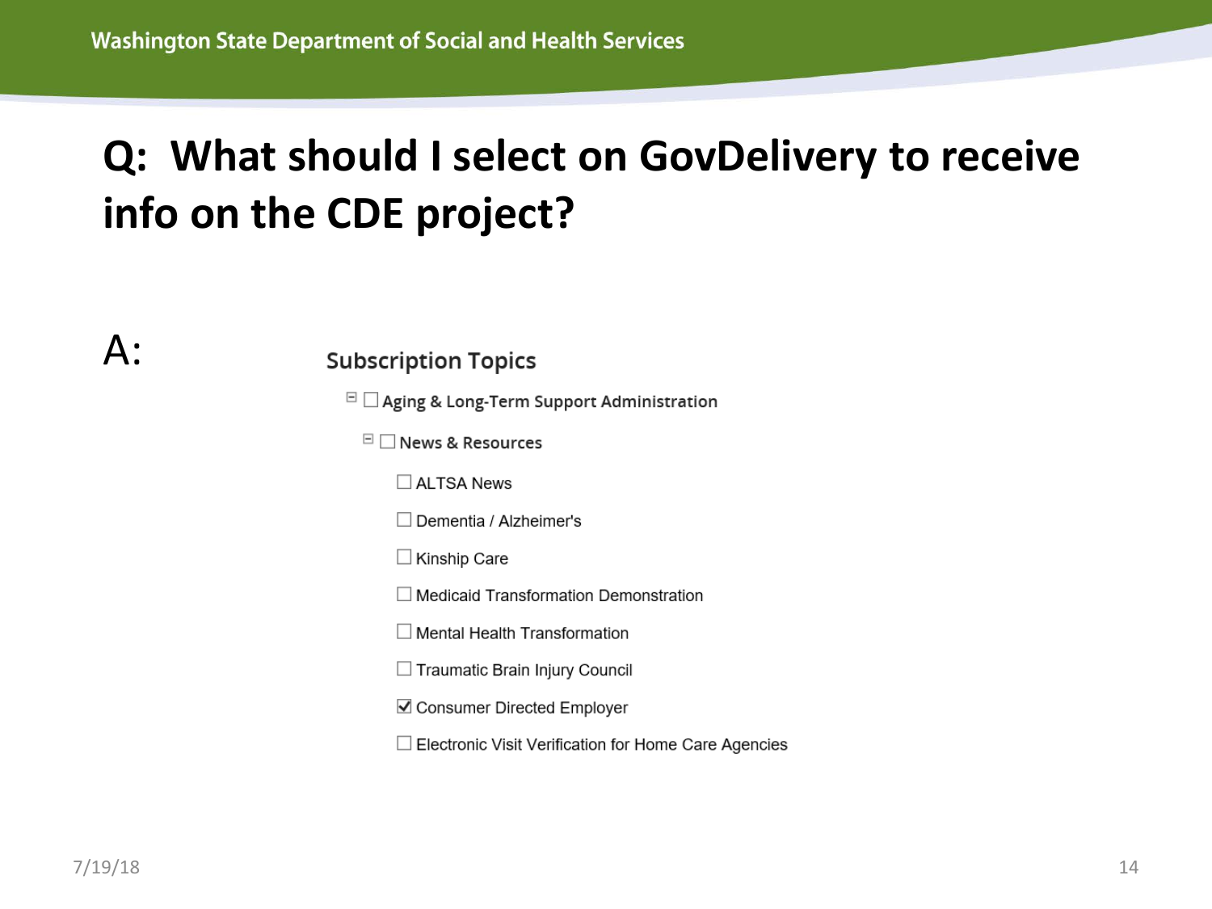# Q: What should I select on GovDelivery to receive info on the CDE project?

A:

**Subscription Topics**

- ☐ Aging & Long-Term Support Administration
  - ☐ News & Resources
    - ☐ ALTSA News
    - ☐ Dementia / Alzheimer's
    - ☐ Kinship Care
    - ☐ Medicaid Transformation Demonstration
    - ☐ Mental Health Transformation
    - ☐ Traumatic Brain Injury Council
    - ☑ Consumer Directed Employer
    - ☐ Electronic Visit Verification for Home Care Agencies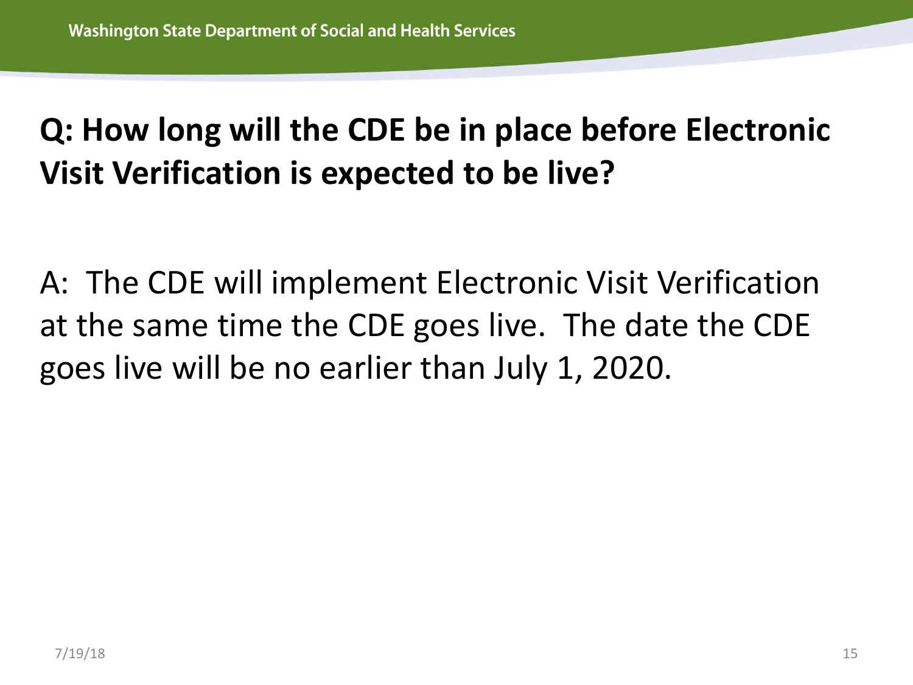**Q: How long will the CDE be in place before Electronic Visit Verification is expected to be live?**

A: The CDE will implement Electronic Visit Verification at the same time the CDE goes live. The date the CDE goes live will be no earlier than July 1, 2020.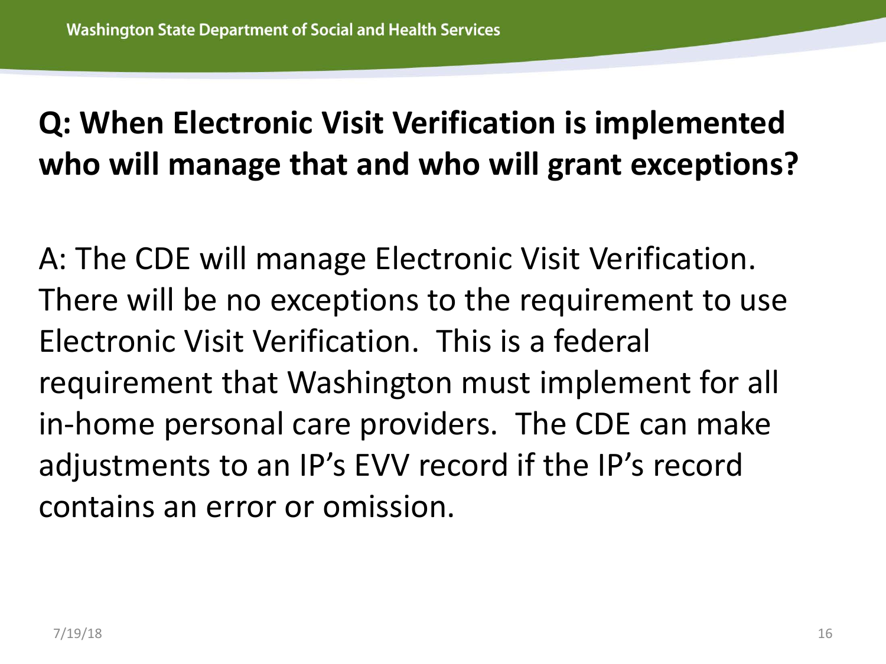**Q: When Electronic Visit Verification is implemented who will manage that and who will grant exceptions?**

A: The CDE will manage Electronic Visit Verification. There will be no exceptions to the requirement to use Electronic Visit Verification. This is a federal requirement that Washington must implement for all in-home personal care providers. The CDE can make adjustments to an IP's EVV record if the IP's record contains an error or omission.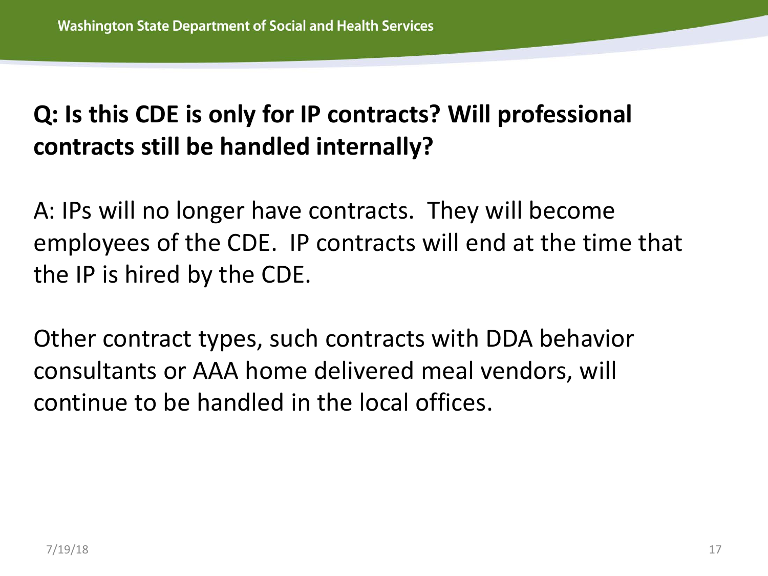**Q: Is this CDE is only for IP contracts? Will professional contracts still be handled internally?**

A: IPs will no longer have contracts. They will become employees of the CDE. IP contracts will end at the time that the IP is hired by the CDE.

Other contract types, such contracts with DDA behavior consultants or AAA home delivered meal vendors, will continue to be handled in the local offices.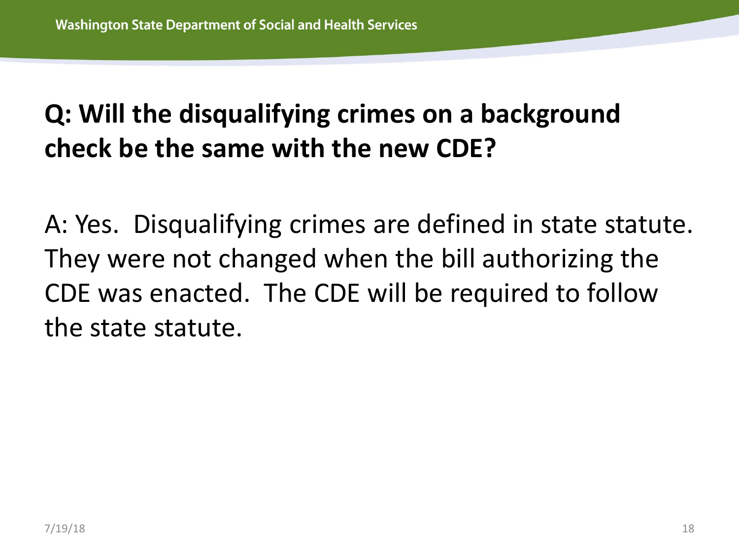## Q: Will the disqualifying crimes on a background check be the same with the new CDE?

A: Yes. Disqualifying crimes are defined in state statute. They were not changed when the bill authorizing the CDE was enacted. The CDE will be required to follow the state statute.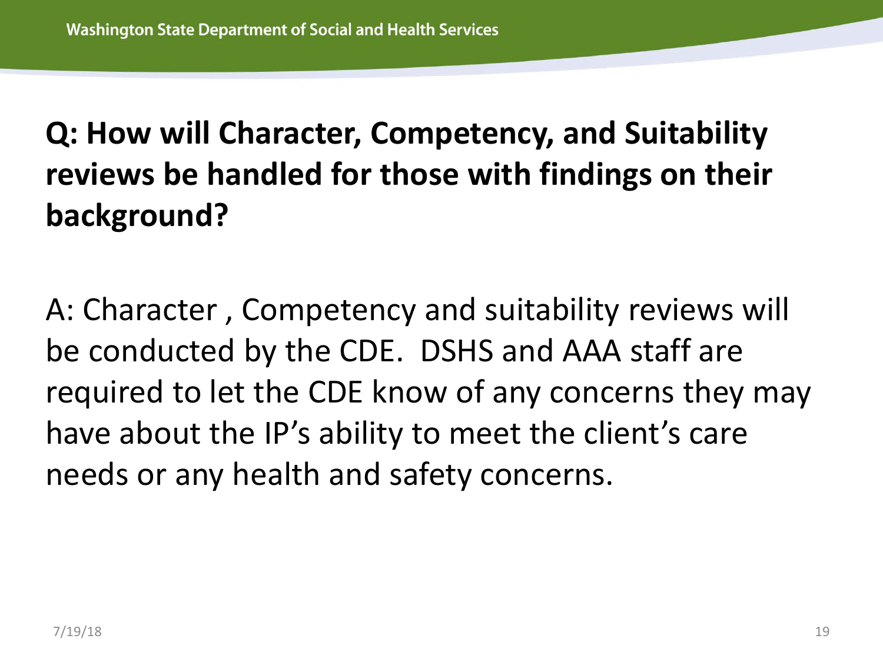**Q: How will Character, Competency, and Suitability reviews be handled for those with findings on their background?**

A: Character , Competency and suitability reviews will be conducted by the CDE.  DSHS and AAA staff are required to let the CDE know of any concerns they may have about the IP's ability to meet the client's care needs or any health and safety concerns.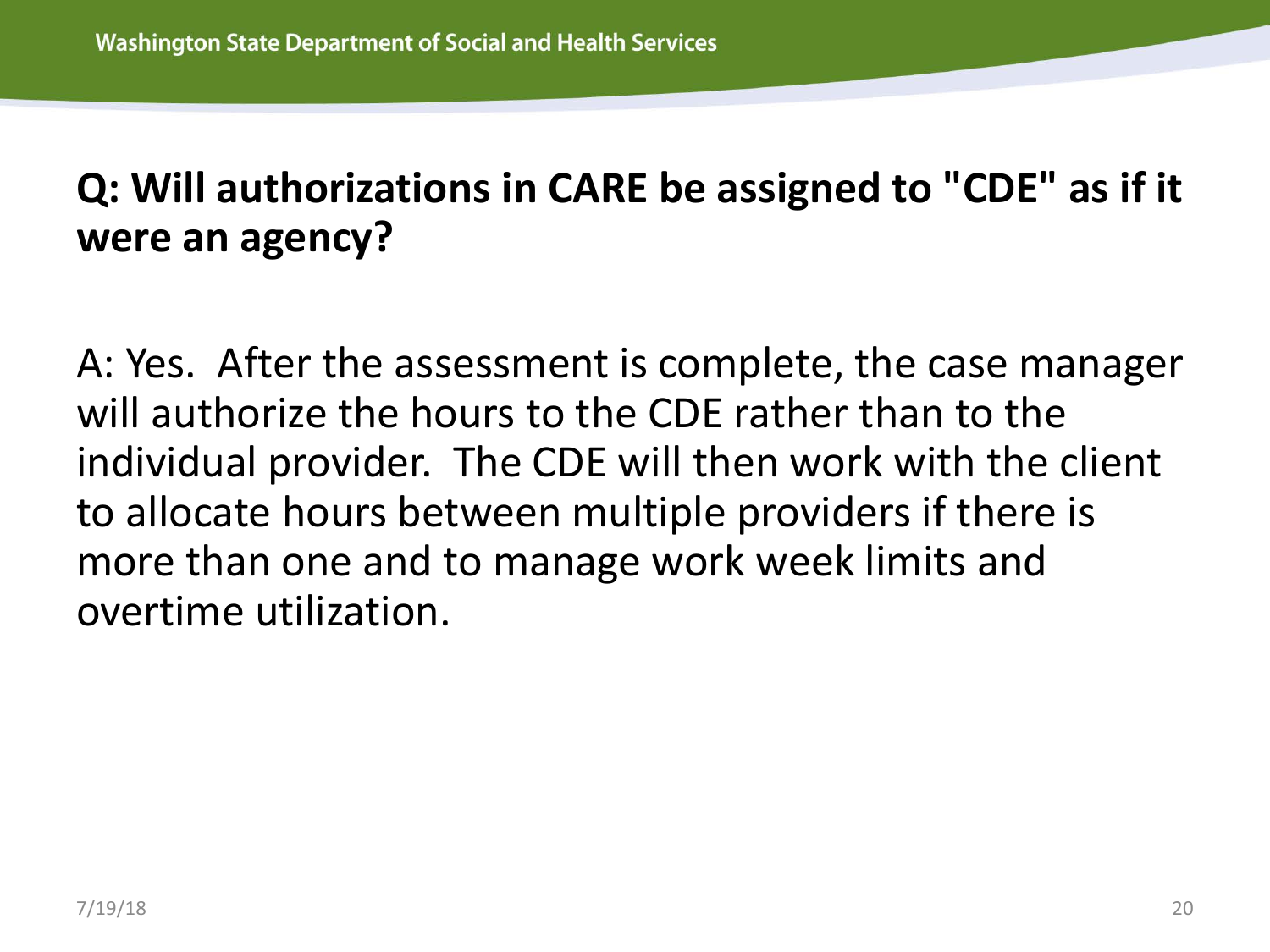## Q: Will authorizations in CARE be assigned to "CDE" as if it were an agency?

A: Yes. After the assessment is complete, the case manager will authorize the hours to the CDE rather than to the individual provider. The CDE will then work with the client to allocate hours between multiple providers if there is more than one and to manage work week limits and overtime utilization.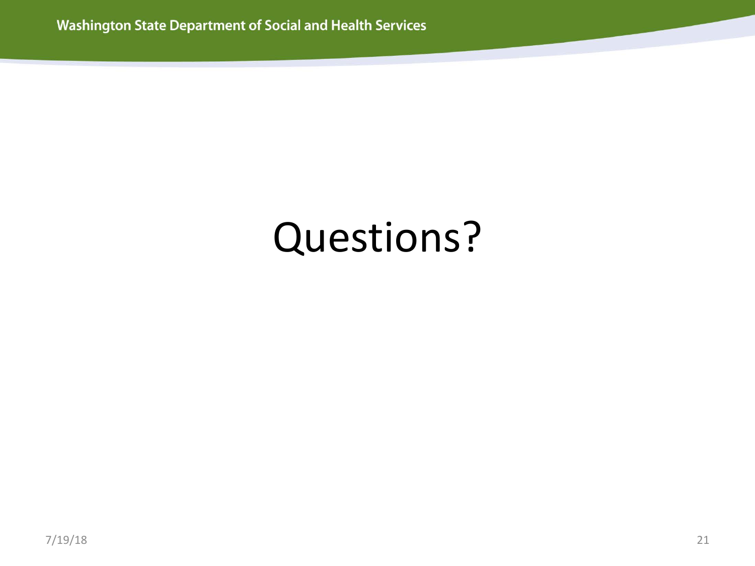# Questions?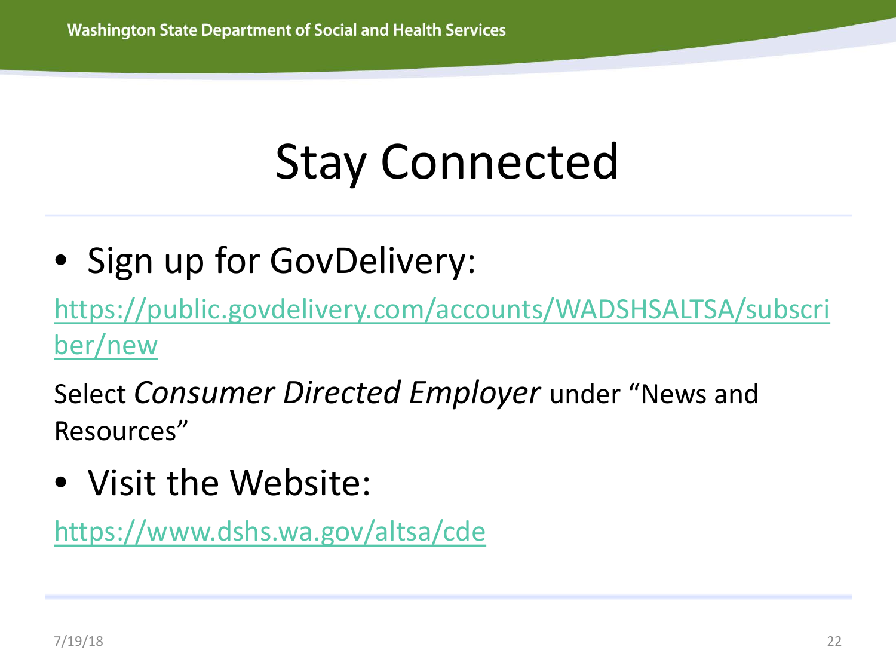# Stay Connected

- Sign up for GovDelivery:

https://public.govdelivery.com/accounts/WADSHSALTSA/subscriber/new

Select *Consumer Directed Employer* under "News and Resources"

- Visit the Website:

https://www.dshs.wa.gov/altsa/cde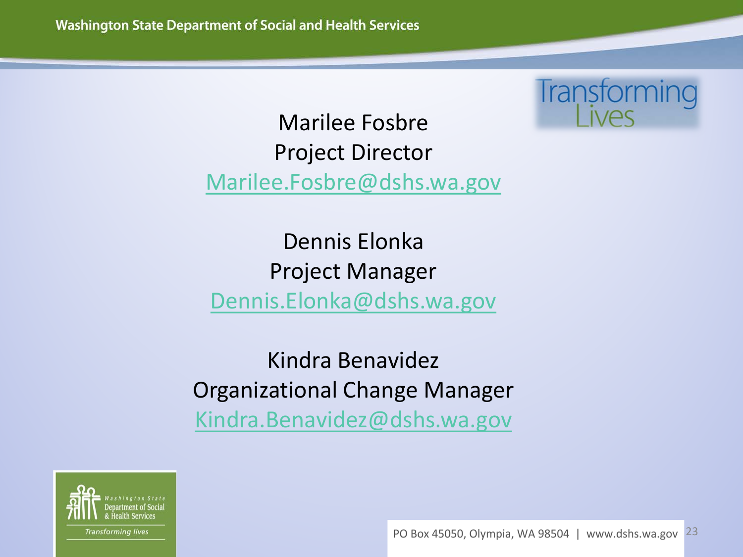Marilee Fosbre
Project Director
Marilee.Fosbre@dshs.wa.gov

Dennis Elonka
Project Manager
Dennis.Elonka@dshs.wa.gov

Kindra Benavidez
Organizational Change Manager
Kindra.Benavidez@dshs.wa.gov